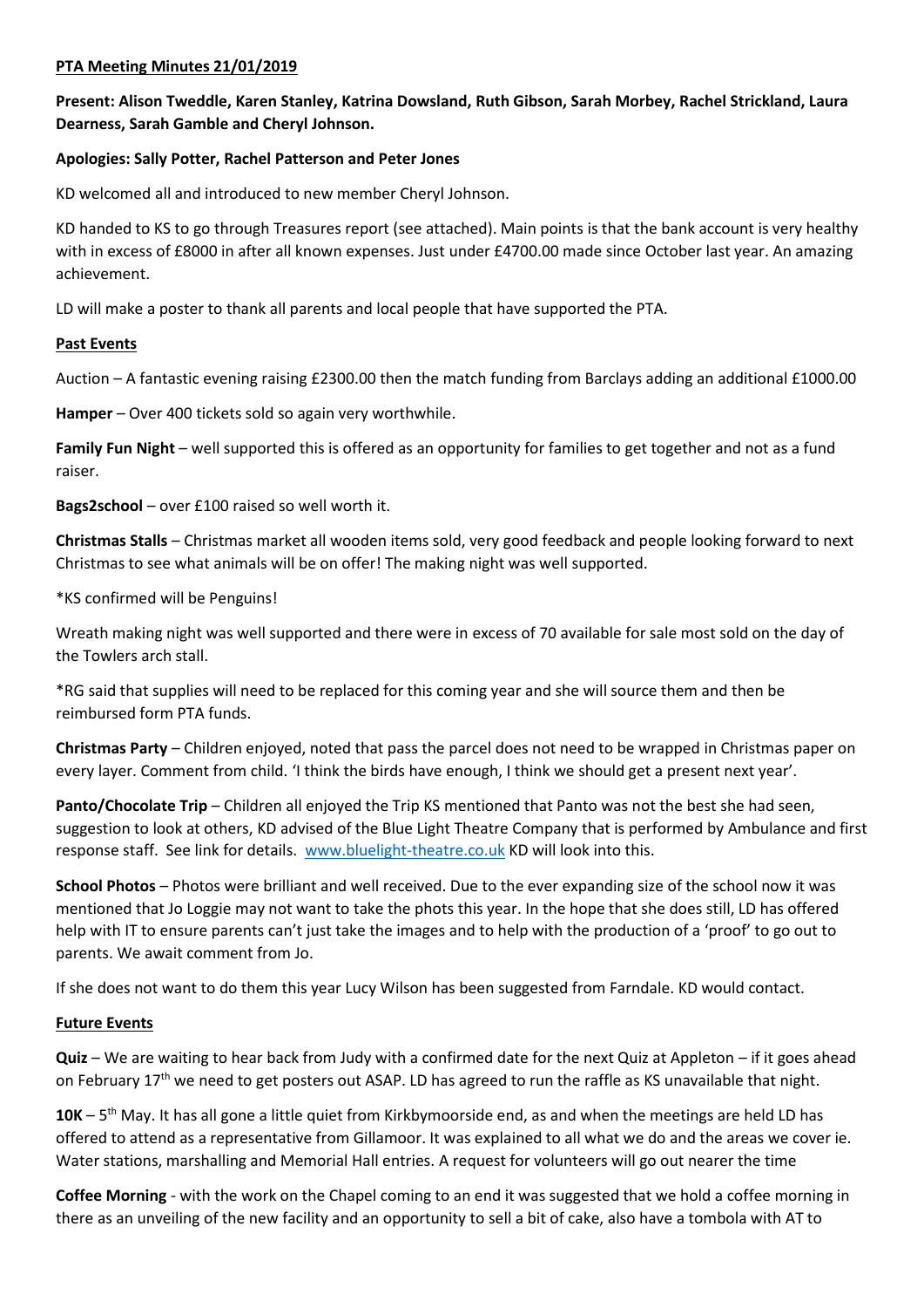**PTA Meeting Minutes 21/01/2019**

**Present: Alison Tweddle, Karen Stanley, Katrina Dowsland, Ruth Gibson, Sarah Morbey, Rachel Strickland, Laura Dearness, Sarah Gamble and Cheryl Johnson.**

**Apologies: Sally Potter, Rachel Patterson and Peter Jones**

KD welcomed all and introduced to new member Cheryl Johnson.

KD handed to KS to go through Treasures report (see attached). Main points is that the bank account is very healthy with in excess of £8000 in after all known expenses. Just under £4700.00 made since October last year. An amazing achievement.

LD will make a poster to thank all parents and local people that have supported the PTA.

**Past Events**

Auction – A fantastic evening raising £2300.00 then the match funding from Barclays adding an additional £1000.00

**Hamper** – Over 400 tickets sold so again very worthwhile.

**Family Fun Night** – well supported this is offered as an opportunity for families to get together and not as a fund raiser.

**Bags2school** – over £100 raised so well worth it.

**Christmas Stalls** – Christmas market all wooden items sold, very good feedback and people looking forward to next Christmas to see what animals will be on offer! The making night was well supported.

*KS confirmed will be Penguins!

Wreath making night was well supported and there were in excess of 70 available for sale most sold on the day of the Towlers arch stall.

*RG said that supplies will need to be replaced for this coming year and she will source them and then be reimbursed form PTA funds.

**Christmas Party** – Children enjoyed, noted that pass the parcel does not need to be wrapped in Christmas paper on every layer. Comment from child. 'I think the birds have enough, I think we should get a present next year'.

**Panto/Chocolate Trip** – Children all enjoyed the Trip KS mentioned that Panto was not the best she had seen, suggestion to look at others, KD advised of the Blue Light Theatre Company that is performed by Ambulance and first response staff. See link for details. www.bluelight-theatre.co.uk KD will look into this.

**School Photos** – Photos were brilliant and well received. Due to the ever expanding size of the school now it was mentioned that Jo Loggie may not want to take the phots this year. In the hope that she does still, LD has offered help with IT to ensure parents can't just take the images and to help with the production of a 'proof' to go out to parents. We await comment from Jo.

If she does not want to do them this year Lucy Wilson has been suggested from Farndale. KD would contact.

**Future Events**

**Quiz** – We are waiting to hear back from Judy with a confirmed date for the next Quiz at Appleton – if it goes ahead on February 17th we need to get posters out ASAP. LD has agreed to run the raffle as KS unavailable that night.

**10K** – 5th May. It has all gone a little quiet from Kirkbymoorside end, as and when the meetings are held LD has offered to attend as a representative from Gillamoor. It was explained to all what we do and the areas we cover ie. Water stations, marshalling and Memorial Hall entries. A request for volunteers will go out nearer the time

**Coffee Morning** - with the work on the Chapel coming to an end it was suggested that we hold a coffee morning in there as an unveiling of the new facility and an opportunity to sell a bit of cake, also have a tombola with AT to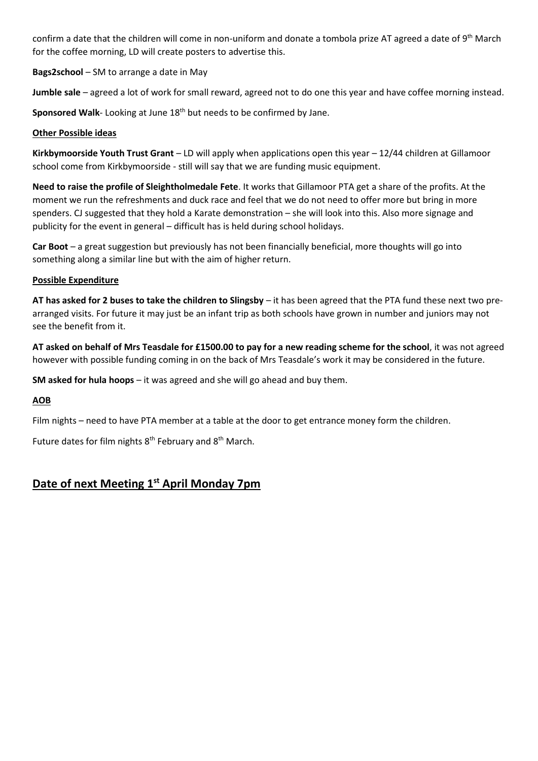confirm a date that the children will come in non-uniform and donate a tombola prize AT agreed a date of 9th March for the coffee morning, LD will create posters to advertise this.

**Bags2school** – SM to arrange a date in May

**Jumble sale** – agreed a lot of work for small reward, agreed not to do one this year and have coffee morning instead.

**Sponsored Walk**- Looking at June 18th but needs to be confirmed by Jane.

**Other Possible ideas**

**Kirkbymoorside Youth Trust Grant** – LD will apply when applications open this year – 12/44 children at Gillamoor school come from Kirkbymoorside - still will say that we are funding music equipment.

**Need to raise the profile of Sleightholmedale Fete**. It works that Gillamoor PTA get a share of the profits. At the moment we run the refreshments and duck race and feel that we do not need to offer more but bring in more spenders. CJ suggested that they hold a Karate demonstration – she will look into this. Also more signage and publicity for the event in general – difficult has is held during school holidays.

**Car Boot** – a great suggestion but previously has not been financially beneficial, more thoughts will go into something along a similar line but with the aim of higher return.

**Possible Expenditure**

**AT has asked for 2 buses to take the children to Slingsby** – it has been agreed that the PTA fund these next two pre-arranged visits. For future it may just be an infant trip as both schools have grown in number and juniors may not see the benefit from it.

**AT asked on behalf of Mrs Teasdale for £1500.00 to pay for a new reading scheme for the school**, it was not agreed however with possible funding coming in on the back of Mrs Teasdale's work it may be considered in the future.

**SM asked for hula hoops** – it was agreed and she will go ahead and buy them.

**AOB**

Film nights – need to have PTA member at a table at the door to get entrance money form the children.

Future dates for film nights 8th February and 8th March.

## Date of next Meeting 1st April Monday 7pm